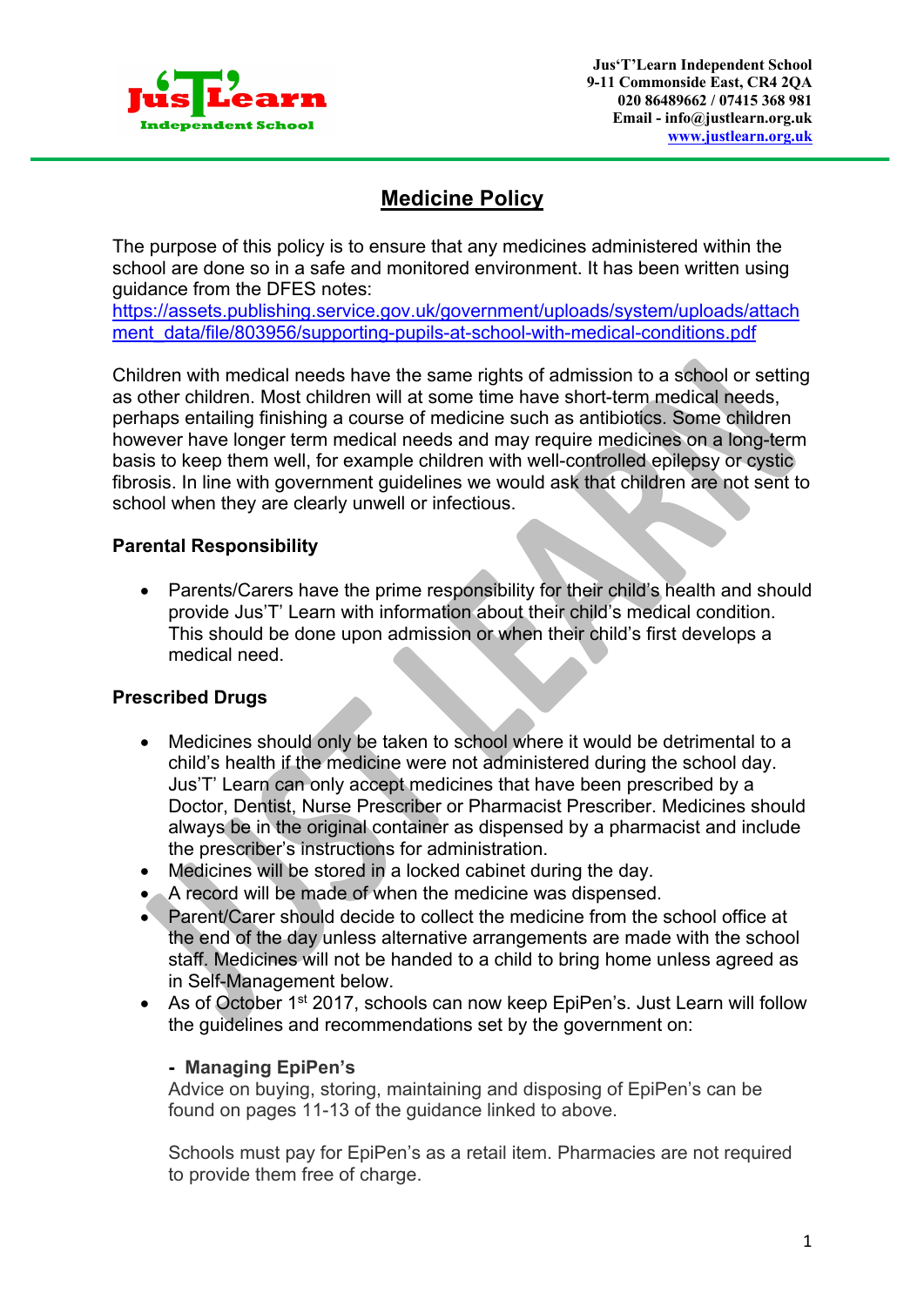Jus'T'Learn Independent School
9-11 Commonside East, CR4 2QA
020 86489662 / 07415 368 981
Email - info@justlearn.org.uk
www.justlearn.org.uk

# Medicine Policy

The purpose of this policy is to ensure that any medicines administered within the school are done so in a safe and monitored environment. It has been written using guidance from the DFES notes:
https://assets.publishing.service.gov.uk/government/uploads/system/uploads/attachment_data/file/803956/supporting-pupils-at-school-with-medical-conditions.pdf

Children with medical needs have the same rights of admission to a school or setting as other children. Most children will at some time have short-term medical needs, perhaps entailing finishing a course of medicine such as antibiotics. Some children however have longer term medical needs and may require medicines on a long-term basis to keep them well, for example children with well-controlled epilepsy or cystic fibrosis. In line with government guidelines we would ask that children are not sent to school when they are clearly unwell or infectious.

### Parental Responsibility

- Parents/Carers have the prime responsibility for their child's health and should provide Jus'T' Learn with information about their child's medical condition. This should be done upon admission or when their child's first develops a medical need.

### Prescribed Drugs

- Medicines should only be taken to school where it would be detrimental to a child's health if the medicine were not administered during the school day. Jus'T' Learn can only accept medicines that have been prescribed by a Doctor, Dentist, Nurse Prescriber or Pharmacist Prescriber. Medicines should always be in the original container as dispensed by a pharmacist and include the prescriber's instructions for administration.
- Medicines will be stored in a locked cabinet during the day.
- A record will be made of when the medicine was dispensed.
- Parent/Carer should decide to collect the medicine from the school office at the end of the day unless alternative arrangements are made with the school staff. Medicines will not be handed to a child to bring home unless agreed as in Self-Management below.
- As of October 1st 2017, schools can now keep EpiPen's. Just Learn will follow the guidelines and recommendations set by the government on:

  **- Managing EpiPen's**
  Advice on buying, storing, maintaining and disposing of EpiPen's can be found on pages 11-13 of the guidance linked to above.

  Schools must pay for EpiPen's as a retail item. Pharmacies are not required to provide them free of charge.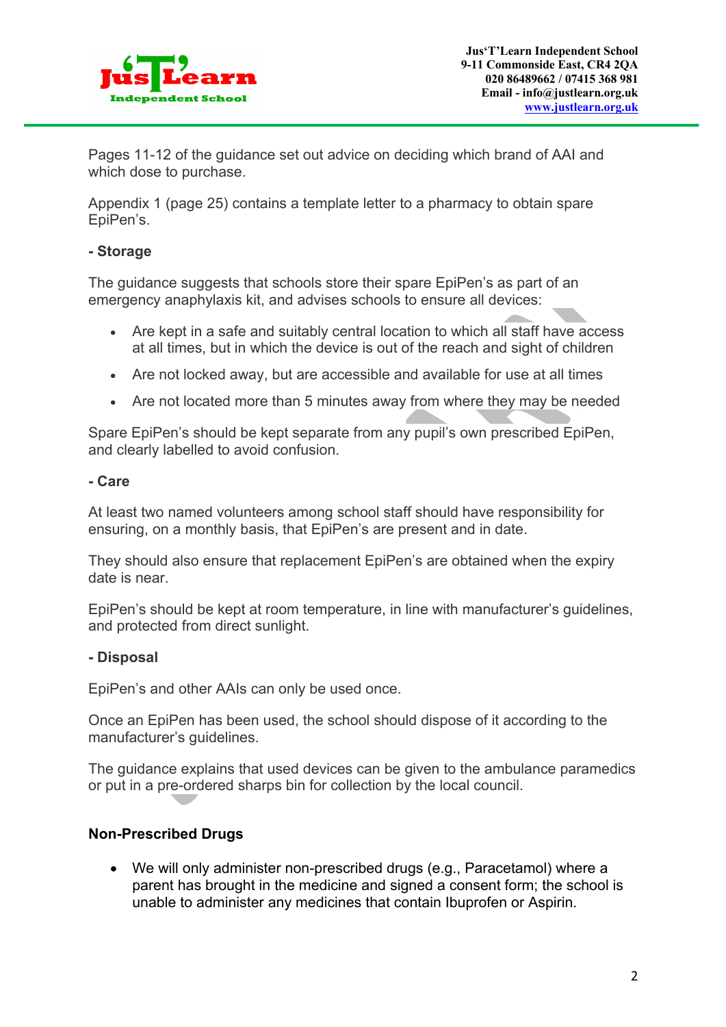Pages 11-12 of the guidance set out advice on deciding which brand of AAI and which dose to purchase.

Appendix 1 (page 25) contains a template letter to a pharmacy to obtain spare EpiPen's.

**- Storage**

The guidance suggests that schools store their spare EpiPen's as part of an emergency anaphylaxis kit, and advises schools to ensure all devices:

- Are kept in a safe and suitably central location to which all staff have access at all times, but in which the device is out of the reach and sight of children
- Are not locked away, but are accessible and available for use at all times
- Are not located more than 5 minutes away from where they may be needed

Spare EpiPen's should be kept separate from any pupil's own prescribed EpiPen, and clearly labelled to avoid confusion.

**- Care**

At least two named volunteers among school staff should have responsibility for ensuring, on a monthly basis, that EpiPen's are present and in date.

They should also ensure that replacement EpiPen's are obtained when the expiry date is near.

EpiPen's should be kept at room temperature, in line with manufacturer's guidelines, and protected from direct sunlight.

**- Disposal**

EpiPen's and other AAIs can only be used once.

Once an EpiPen has been used, the school should dispose of it according to the manufacturer's guidelines.

The guidance explains that used devices can be given to the ambulance paramedics or put in a pre-ordered sharps bin for collection by the local council.

**Non-Prescribed Drugs**

- We will only administer non-prescribed drugs (e.g., Paracetamol) where a parent has brought in the medicine and signed a consent form; the school is unable to administer any medicines that contain Ibuprofen or Aspirin.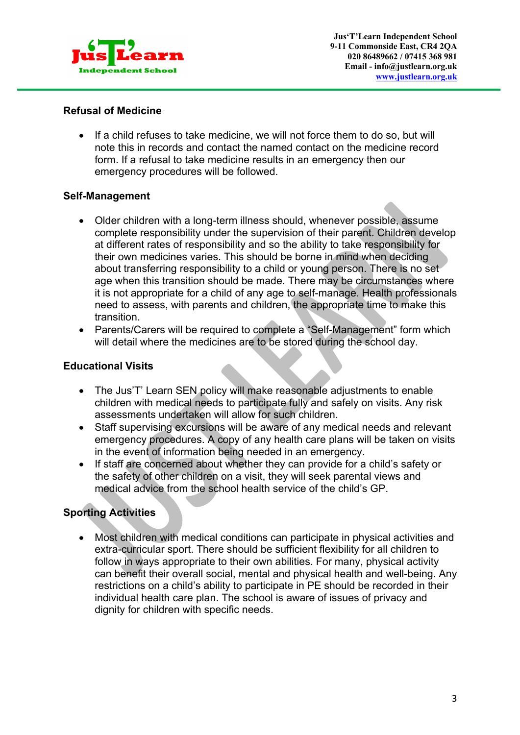## Refusal of Medicine

- If a child refuses to take medicine, we will not force them to do so, but will note this in records and contact the named contact on the medicine record form. If a refusal to take medicine results in an emergency then our emergency procedures will be followed.

## Self-Management

- Older children with a long-term illness should, whenever possible, assume complete responsibility under the supervision of their parent. Children develop at different rates of responsibility and so the ability to take responsibility for their own medicines varies. This should be borne in mind when deciding about transferring responsibility to a child or young person. There is no set age when this transition should be made. There may be circumstances where it is not appropriate for a child of any age to self-manage. Health professionals need to assess, with parents and children, the appropriate time to make this transition.
- Parents/Carers will be required to complete a "Self-Management" form which will detail where the medicines are to be stored during the school day.

## Educational Visits

- The Jus'T' Learn SEN policy will make reasonable adjustments to enable children with medical needs to participate fully and safely on visits. Any risk assessments undertaken will allow for such children.
- Staff supervising excursions will be aware of any medical needs and relevant emergency procedures. A copy of any health care plans will be taken on visits in the event of information being needed in an emergency.
- If staff are concerned about whether they can provide for a child's safety or the safety of other children on a visit, they will seek parental views and medical advice from the school health service of the child's GP.

## Sporting Activities

- Most children with medical conditions can participate in physical activities and extra-curricular sport. There should be sufficient flexibility for all children to follow in ways appropriate to their own abilities. For many, physical activity can benefit their overall social, mental and physical health and well-being. Any restrictions on a child's ability to participate in PE should be recorded in their individual health care plan. The school is aware of issues of privacy and dignity for children with specific needs.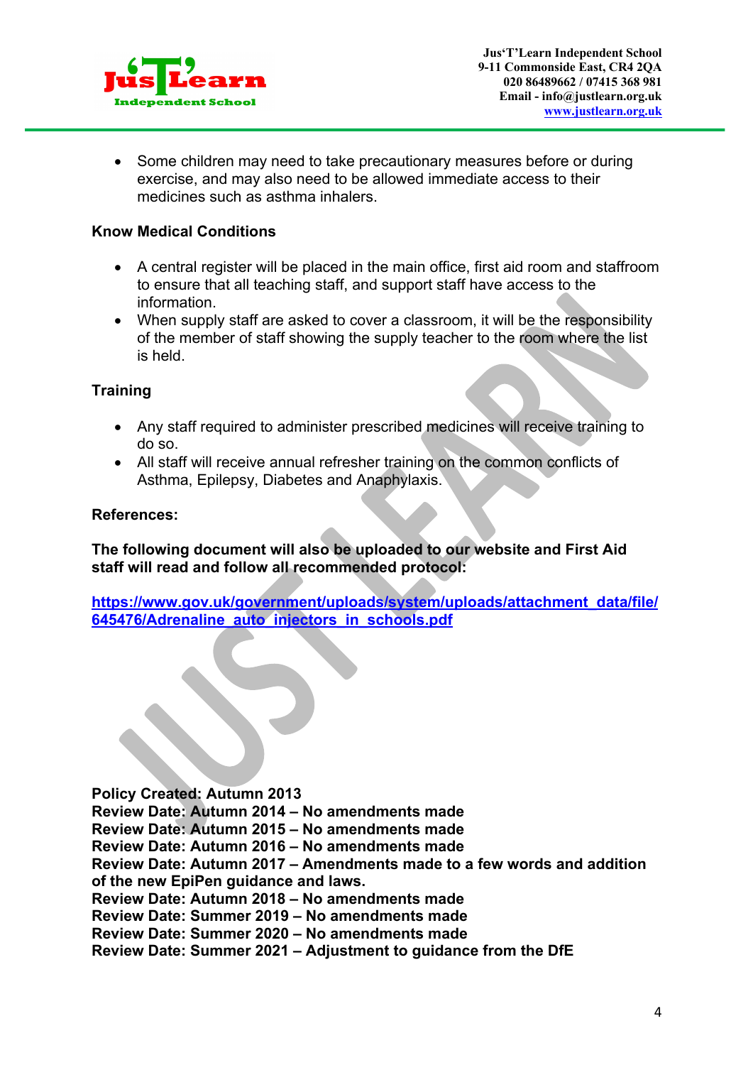- Some children may need to take precautionary measures before or during exercise, and may also need to be allowed immediate access to their medicines such as asthma inhalers.

**Know Medical Conditions**

- A central register will be placed in the main office, first aid room and staffroom to ensure that all teaching staff, and support staff have access to the information.
- When supply staff are asked to cover a classroom, it will be the responsibility of the member of staff showing the supply teacher to the room where the list is held.

**Training**

- Any staff required to administer prescribed medicines will receive training to do so.
- All staff will receive annual refresher training on the common conflicts of Asthma, Epilepsy, Diabetes and Anaphylaxis.

**References:**

**The following document will also be uploaded to our website and First Aid staff will read and follow all recommended protocol:**

[https://www.gov.uk/government/uploads/system/uploads/attachment_data/file/645476/Adrenaline_auto_injectors_in_schools.pdf](https://www.gov.uk/government/uploads/system/uploads/attachment_data/file/645476/Adrenaline_auto_injectors_in_schools.pdf)

**Policy Created: Autumn 2013**
**Review Date: Autumn 2014 – No amendments made**
**Review Date: Autumn 2015 – No amendments made**
**Review Date: Autumn 2016 – No amendments made**
**Review Date: Autumn 2017 – Amendments made to a few words and addition of the new EpiPen guidance and laws.**
**Review Date: Autumn 2018 – No amendments made**
**Review Date: Summer 2019 – No amendments made**
**Review Date: Summer 2020 – No amendments made**
**Review Date: Summer 2021 – Adjustment to guidance from the DfE**